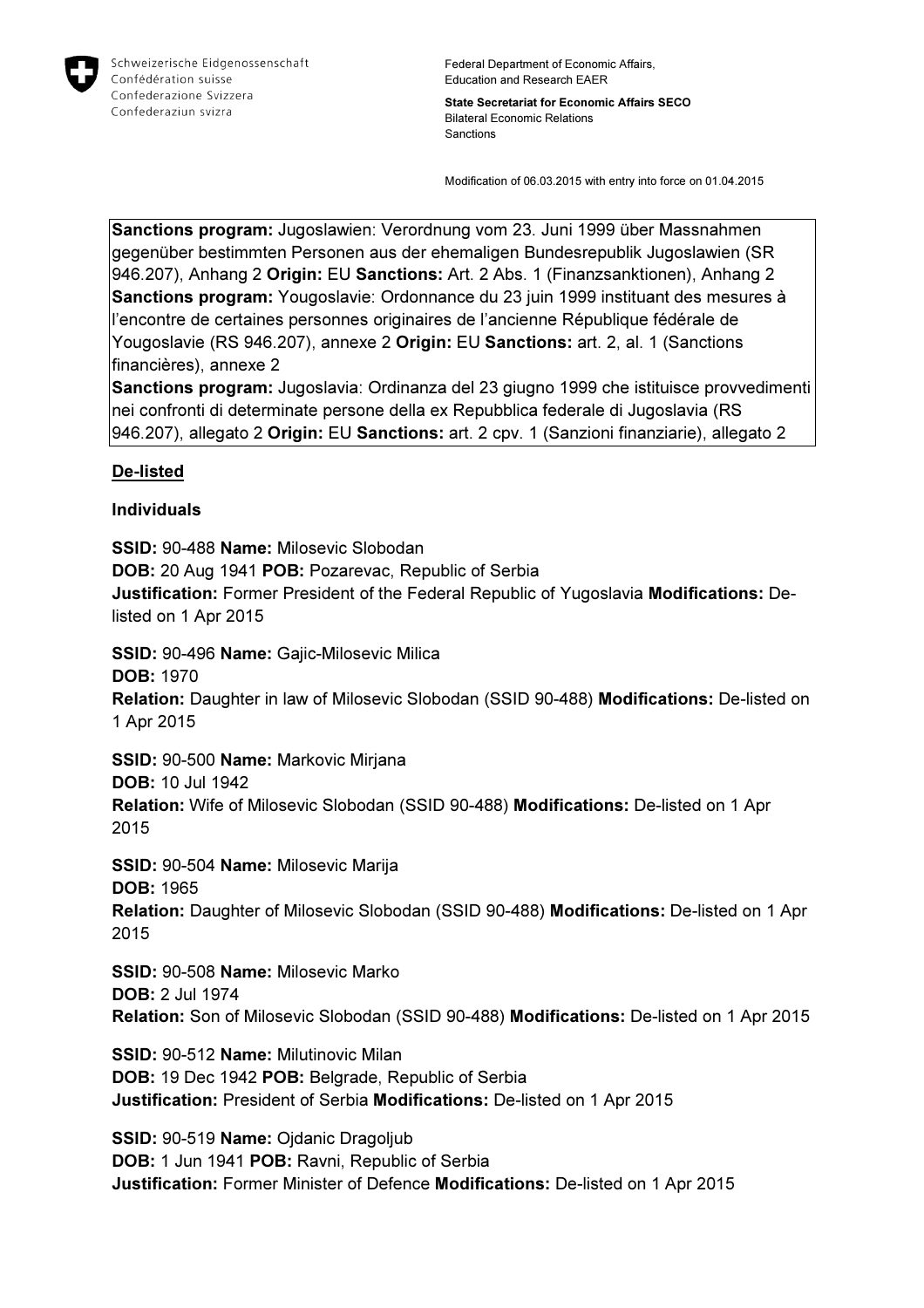Schweizerische Eidgenossenschaft
Confédération suisse
Confederazione Svizzera
Confederaziun svizra

Federal Department of Economic Affairs, Education and Research EAER

**State Secretariat for Economic Affairs SECO**
Bilateral Economic Relations
Sanctions

Modification of 06.03.2015 with entry into force on 01.04.2015

**Sanctions program:** Jugoslawien: Verordnung vom 23. Juni 1999 über Massnahmen gegenüber bestimmten Personen aus der ehemaligen Bundesrepublik Jugoslawien (SR 946.207), Anhang 2 **Origin:** EU **Sanctions:** Art. 2 Abs. 1 (Finanzsanktionen), Anhang 2
**Sanctions program:** Yougoslavie: Ordonnance du 23 juin 1999 instituant des mesures à l'encontre de certaines personnes originaires de l'ancienne République fédérale de Yougoslavie (RS 946.207), annexe 2 **Origin:** EU **Sanctions:** art. 2, al. 1 (Sanctions financières), annexe 2
**Sanctions program:** Jugoslavia: Ordinanza del 23 giugno 1999 che istituisce provvedimenti nei confronti di determinate persone della ex Repubblica federale di Jugoslavia (RS 946.207), allegato 2 **Origin:** EU **Sanctions:** art. 2 cpv. 1 (Sanzioni finanziarie), allegato 2

## De-listed

### Individuals

**SSID:** 90-488 **Name:** Milosevic Slobodan
**DOB:** 20 Aug 1941 **POB:** Pozarevac, Republic of Serbia
**Justification:** Former President of the Federal Republic of Yugoslavia **Modifications:** De-listed on 1 Apr 2015

**SSID:** 90-496 **Name:** Gajic-Milosevic Milica
**DOB:** 1970
**Relation:** Daughter in law of Milosevic Slobodan (SSID 90-488) **Modifications:** De-listed on 1 Apr 2015

**SSID:** 90-500 **Name:** Markovic Mirjana
**DOB:** 10 Jul 1942
**Relation:** Wife of Milosevic Slobodan (SSID 90-488) **Modifications:** De-listed on 1 Apr 2015

**SSID:** 90-504 **Name:** Milosevic Marija
**DOB:** 1965
**Relation:** Daughter of Milosevic Slobodan (SSID 90-488) **Modifications:** De-listed on 1 Apr 2015

**SSID:** 90-508 **Name:** Milosevic Marko
**DOB:** 2 Jul 1974
**Relation:** Son of Milosevic Slobodan (SSID 90-488) **Modifications:** De-listed on 1 Apr 2015

**SSID:** 90-512 **Name:** Milutinovic Milan
**DOB:** 19 Dec 1942 **POB:** Belgrade, Republic of Serbia
**Justification:** President of Serbia **Modifications:** De-listed on 1 Apr 2015

**SSID:** 90-519 **Name:** Ojdanic Dragoljub
**DOB:** 1 Jun 1941 **POB:** Ravni, Republic of Serbia
**Justification:** Former Minister of Defence **Modifications:** De-listed on 1 Apr 2015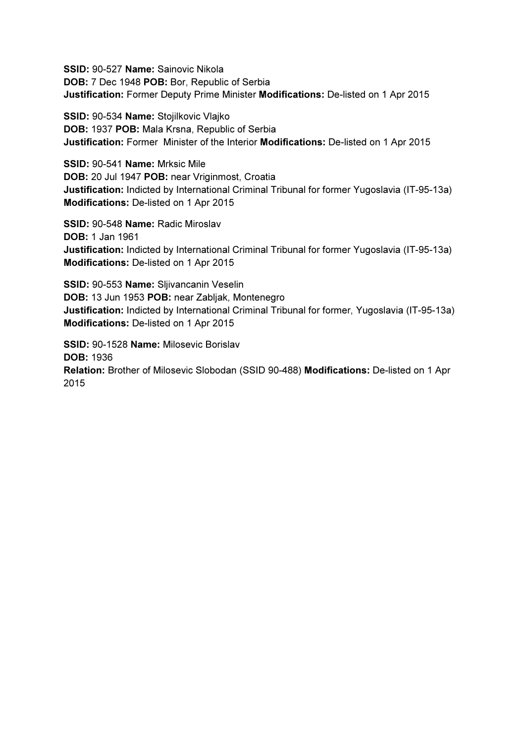**SSID:** 90-527 **Name:** Sainovic Nikola
**DOB:** 7 Dec 1948 **POB:** Bor, Republic of Serbia
**Justification:** Former Deputy Prime Minister **Modifications:** De-listed on 1 Apr 2015

**SSID:** 90-534 **Name:** Stojilkovic Vlajko
**DOB:** 1937 **POB:** Mala Krsna, Republic of Serbia
**Justification:** Former Minister of the Interior **Modifications:** De-listed on 1 Apr 2015

**SSID:** 90-541 **Name:** Mrksic Mile
**DOB:** 20 Jul 1947 **POB:** near Vriginmost, Croatia
**Justification:** Indicted by International Criminal Tribunal for former Yugoslavia (IT-95-13a)
**Modifications:** De-listed on 1 Apr 2015

**SSID:** 90-548 **Name:** Radic Miroslav
**DOB:** 1 Jan 1961
**Justification:** Indicted by International Criminal Tribunal for former Yugoslavia (IT-95-13a)
**Modifications:** De-listed on 1 Apr 2015

**SSID:** 90-553 **Name:** Sljivancanin Veselin
**DOB:** 13 Jun 1953 **POB:** near Zabljak, Montenegro
**Justification:** Indicted by International Criminal Tribunal for former, Yugoslavia (IT-95-13a)
**Modifications:** De-listed on 1 Apr 2015

**SSID:** 90-1528 **Name:** Milosevic Borislav
**DOB:** 1936
**Relation:** Brother of Milosevic Slobodan (SSID 90-488) **Modifications:** De-listed on 1 Apr 2015